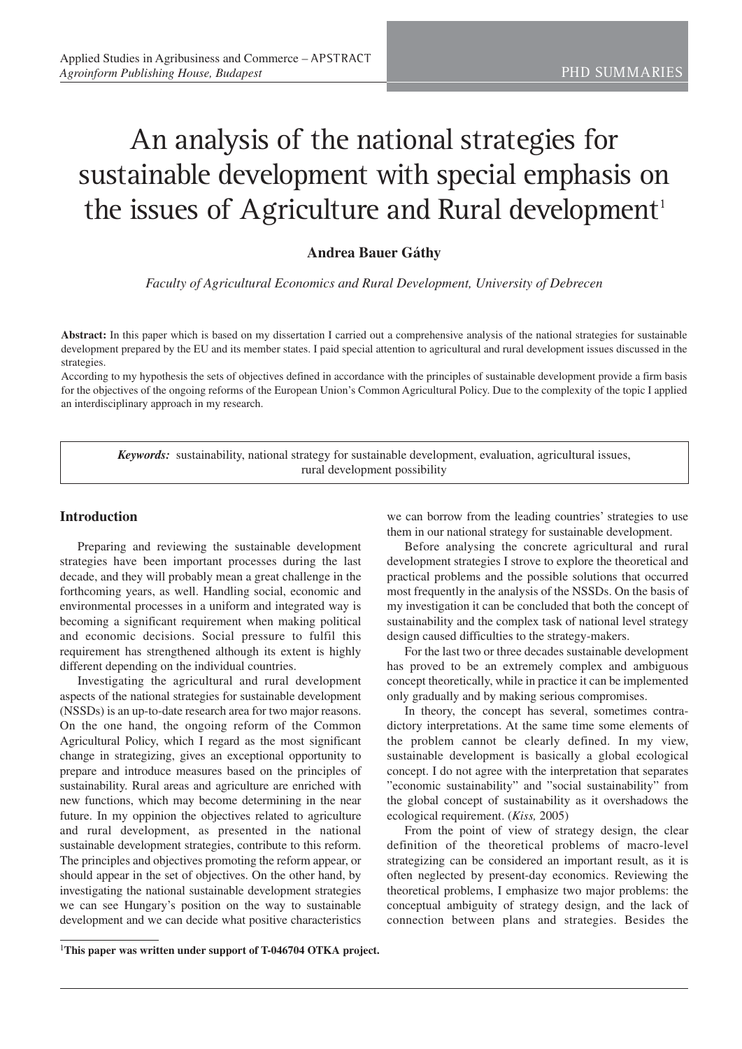# An analysis of the national strategies for sustainable development with special emphasis on the issues of Agriculture and Rural development[1]

**Andrea Bauer Gáthy**

*Faculty of Agricultural Economics and Rural Development, University of Debrecen*

**Abstract:** In this paper which is based on my dissertation I carried out a comprehensive analysis of the national strategies for sustainable development prepared by the EU and its member states. I paid special attention to agricultural and rural development issues discussed in the strategies.

According to my hypothesis the sets of objectives defined in accordance with the principles of sustainable development provide a firm basis for the objectives of the ongoing reforms of the European Union's Common Agricultural Policy. Due to the complexity of the topic I applied an interdisciplinary approach in my research.

***Keywords:*** sustainability, national strategy for sustainable development, evaluation, agricultural issues, rural development possibility

## Introduction

Preparing and reviewing the sustainable development strategies have been important processes during the last decade, and they will probably mean a great challenge in the forthcoming years, as well. Handling social, economic and environmental processes in a uniform and integrated way is becoming a significant requirement when making political and economic decisions. Social pressure to fulfil this requirement has strengthened although its extent is highly different depending on the individual countries.

Investigating the agricultural and rural development aspects of the national strategies for sustainable development (NSSDs) is an up-to-date research area for two major reasons. On the one hand, the ongoing reform of the Common Agricultural Policy, which I regard as the most significant change in strategizing, gives an exceptional opportunity to prepare and introduce measures based on the principles of sustainability. Rural areas and agriculture are enriched with new functions, which may become determining in the near future. In my oppinion the objectives related to agriculture and rural development, as presented in the national sustainable development strategies, contribute to this reform. The principles and objectives promoting the reform appear, or should appear in the set of objectives. On the other hand, by investigating the national sustainable development strategies we can see Hungary's position on the way to sustainable development and we can decide what positive characteristics we can borrow from the leading countries' strategies to use them in our national strategy for sustainable development.

Before analysing the concrete agricultural and rural development strategies I strove to explore the theoretical and practical problems and the possible solutions that occurred most frequently in the analysis of the NSSDs. On the basis of my investigation it can be concluded that both the concept of sustainability and the complex task of national level strategy design caused difficulties to the strategy-makers.

For the last two or three decades sustainable development has proved to be an extremely complex and ambiguous concept theoretically, while in practice it can be implemented only gradually and by making serious compromises.

In theory, the concept has several, sometimes contradictory interpretations. At the same time some elements of the problem cannot be clearly defined. In my view, sustainable development is basically a global ecological concept. I do not agree with the interpretation that separates "economic sustainability" and "social sustainability" from the global concept of sustainability as it overshadows the ecological requirement. (*Kiss,* 2005)

From the point of view of strategy design, the clear definition of the theoretical problems of macro-level strategizing can be considered an important result, as it is often neglected by present-day economics. Reviewing the theoretical problems, I emphasize two major problems: the conceptual ambiguity of strategy design, and the lack of connection between plans and strategies. Besides the

[1] **This paper was written under support of T-046704 OTKA project.**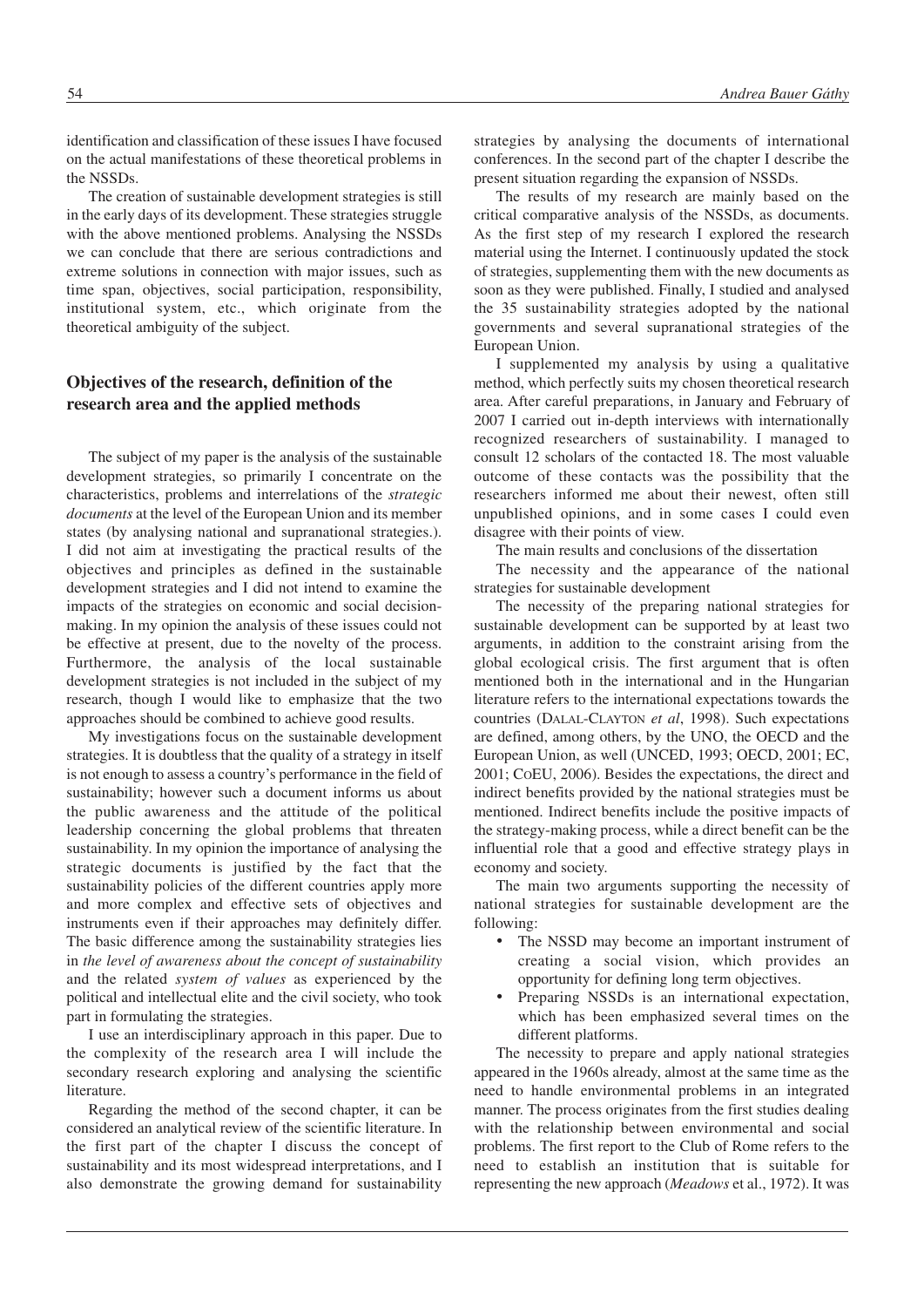identification and classification of these issues I have focused on the actual manifestations of these theoretical problems in the NSSDs.

The creation of sustainable development strategies is still in the early days of its development. These strategies struggle with the above mentioned problems. Analysing the NSSDs we can conclude that there are serious contradictions and extreme solutions in connection with major issues, such as time span, objectives, social participation, responsibility, institutional system, etc., which originate from the theoretical ambiguity of the subject.

## Objectives of the research, definition of the research area and the applied methods

The subject of my paper is the analysis of the sustainable development strategies, so primarily I concentrate on the characteristics, problems and interrelations of the *strategic documents* at the level of the European Union and its member states (by analysing national and supranational strategies.). I did not aim at investigating the practical results of the objectives and principles as defined in the sustainable development strategies and I did not intend to examine the impacts of the strategies on economic and social decision-making. In my opinion the analysis of these issues could not be effective at present, due to the novelty of the process. Furthermore, the analysis of the local sustainable development strategies is not included in the subject of my research, though I would like to emphasize that the two approaches should be combined to achieve good results.

My investigations focus on the sustainable development strategies. It is doubtless that the quality of a strategy in itself is not enough to assess a country's performance in the field of sustainability; however such a document informs us about the public awareness and the attitude of the political leadership concerning the global problems that threaten sustainability. In my opinion the importance of analysing the strategic documents is justified by the fact that the sustainability policies of the different countries apply more and more complex and effective sets of objectives and instruments even if their approaches may definitely differ. The basic difference among the sustainability strategies lies in *the level of awareness about the concept of sustainability* and the related *system of values* as experienced by the political and intellectual elite and the civil society, who took part in formulating the strategies.

I use an interdisciplinary approach in this paper. Due to the complexity of the research area I will include the secondary research exploring and analysing the scientific literature.

Regarding the method of the second chapter, it can be considered an analytical review of the scientific literature. In the first part of the chapter I discuss the concept of sustainability and its most widespread interpretations, and I also demonstrate the growing demand for sustainability strategies by analysing the documents of international conferences. In the second part of the chapter I describe the present situation regarding the expansion of NSSDs.

The results of my research are mainly based on the critical comparative analysis of the NSSDs, as documents. As the first step of my research I explored the research material using the Internet. I continuously updated the stock of strategies, supplementing them with the new documents as soon as they were published. Finally, I studied and analysed the 35 sustainability strategies adopted by the national governments and several supranational strategies of the European Union.

I supplemented my analysis by using a qualitative method, which perfectly suits my chosen theoretical research area. After careful preparations, in January and February of 2007 I carried out in-depth interviews with internationally recognized researchers of sustainability. I managed to consult 12 scholars of the contacted 18. The most valuable outcome of these contacts was the possibility that the researchers informed me about their newest, often still unpublished opinions, and in some cases I could even disagree with their points of view.

The main results and conclusions of the dissertation

The necessity and the appearance of the national strategies for sustainable development

The necessity of the preparing national strategies for sustainable development can be supported by at least two arguments, in addition to the constraint arising from the global ecological crisis. The first argument that is often mentioned both in the international and in the Hungarian literature refers to the international expectations towards the countries (Dalal-Clayton *et al*, 1998). Such expectations are defined, among others, by the UNO, the OECD and the European Union, as well (UNCED, 1993; OECD, 2001; EC, 2001; CoEU, 2006). Besides the expectations, the direct and indirect benefits provided by the national strategies must be mentioned. Indirect benefits include the positive impacts of the strategy-making process, while a direct benefit can be the influential role that a good and effective strategy plays in economy and society.

The main two arguments supporting the necessity of national strategies for sustainable development are the following:

- The NSSD may become an important instrument of creating a social vision, which provides an opportunity for defining long term objectives.
- Preparing NSSDs is an international expectation, which has been emphasized several times on the different platforms.

The necessity to prepare and apply national strategies appeared in the 1960s already, almost at the same time as the need to handle environmental problems in an integrated manner. The process originates from the first studies dealing with the relationship between environmental and social problems. The first report to the Club of Rome refers to the need to establish an institution that is suitable for representing the new approach (*Meadows* et al., 1972). It was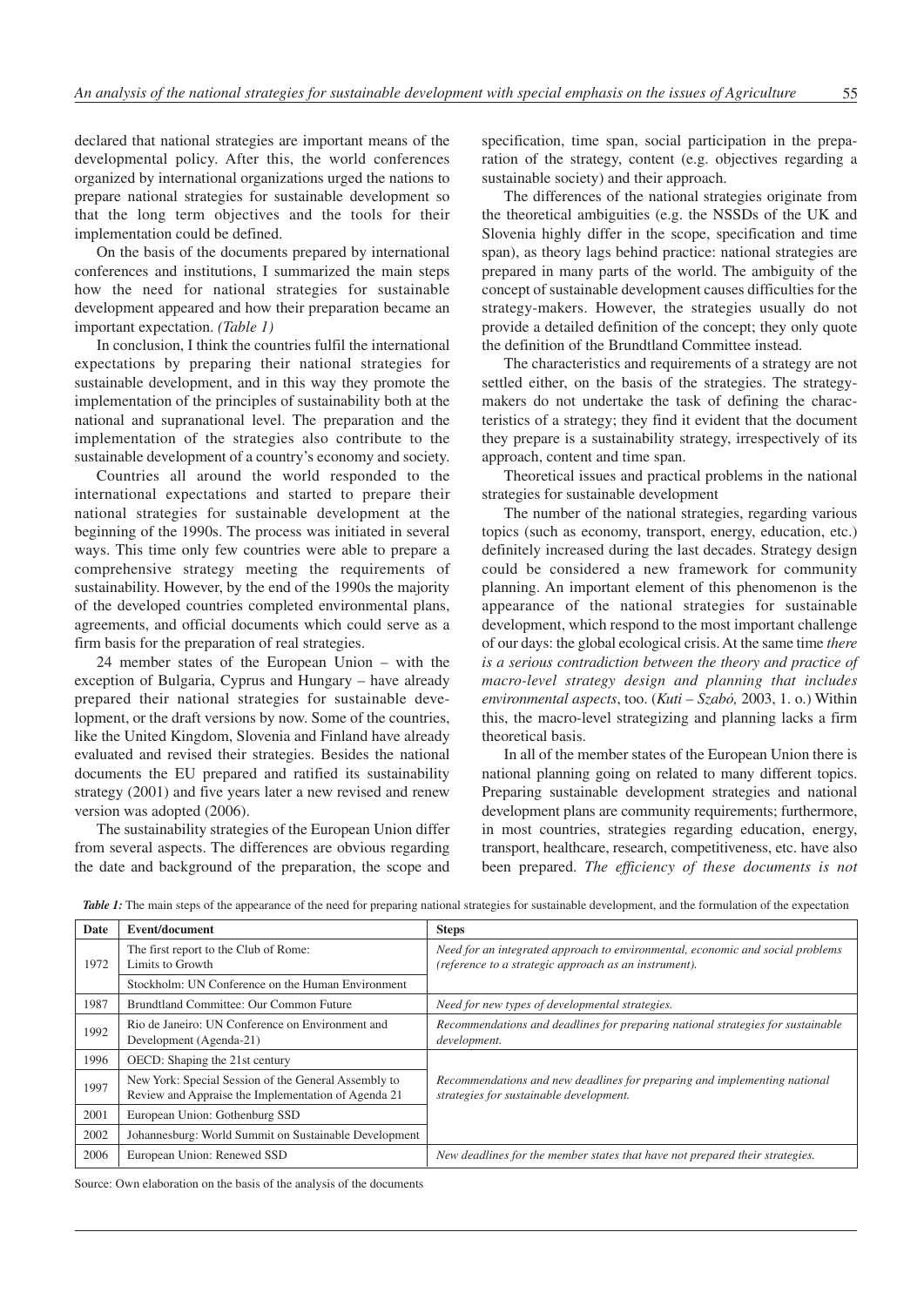declared that national strategies are important means of the developmental policy. After this, the world conferences organized by international organizations urged the nations to prepare national strategies for sustainable development so that the long term objectives and the tools for their implementation could be defined.

On the basis of the documents prepared by international conferences and institutions, I summarized the main steps how the need for national strategies for sustainable development appeared and how their preparation became an important expectation. *(Table 1)*

In conclusion, I think the countries fulfil the international expectations by preparing their national strategies for sustainable development, and in this way they promote the implementation of the principles of sustainability both at the national and supranational level. The preparation and the implementation of the strategies also contribute to the sustainable development of a country's economy and society.

Countries all around the world responded to the international expectations and started to prepare their national strategies for sustainable development at the beginning of the 1990s. The process was initiated in several ways. This time only few countries were able to prepare a comprehensive strategy meeting the requirements of sustainability. However, by the end of the 1990s the majority of the developed countries completed environmental plans, agreements, and official documents which could serve as a firm basis for the preparation of real strategies.

24 member states of the European Union – with the exception of Bulgaria, Cyprus and Hungary – have already prepared their national strategies for sustainable development, or the draft versions by now. Some of the countries, like the United Kingdom, Slovenia and Finland have already evaluated and revised their strategies. Besides the national documents the EU prepared and ratified its sustainability strategy (2001) and five years later a new revised and renew version was adopted (2006).

The sustainability strategies of the European Union differ from several aspects. The differences are obvious regarding the date and background of the preparation, the scope and specification, time span, social participation in the preparation of the strategy, content (e.g. objectives regarding a sustainable society) and their approach.

The differences of the national strategies originate from the theoretical ambiguities (e.g. the NSSDs of the UK and Slovenia highly differ in the scope, specification and time span), as theory lags behind practice: national strategies are prepared in many parts of the world. The ambiguity of the concept of sustainable development causes difficulties for the strategy-makers. However, the strategies usually do not provide a detailed definition of the concept; they only quote the definition of the Brundtland Committee instead.

The characteristics and requirements of a strategy are not settled either, on the basis of the strategies. The strategy-makers do not undertake the task of defining the characteristics of a strategy; they find it evident that the document they prepare is a sustainability strategy, irrespectively of its approach, content and time span.

Theoretical issues and practical problems in the national strategies for sustainable development

The number of the national strategies, regarding various topics (such as economy, transport, energy, education, etc.) definitely increased during the last decades. Strategy design could be considered a new framework for community planning. An important element of this phenomenon is the appearance of the national strategies for sustainable development, which respond to the most important challenge of our days: the global ecological crisis. At the same time *there is a serious contradiction between the theory and practice of macro-level strategy design and planning that includes environmental aspects*, too. (*Kuti – Szabó,* 2003, 1. o.) Within this, the macro-level strategizing and planning lacks a firm theoretical basis.

In all of the member states of the European Union there is national planning going on related to many different topics. Preparing sustainable development strategies and national development plans are community requirements; furthermore, in most countries, strategies regarding education, energy, transport, healthcare, research, competitiveness, etc. have also been prepared. *The efficiency of these documents is not*

***Table 1:*** The main steps of the appearance of the need for preparing national strategies for sustainable development, and the formulation of the expectation

| Date | Event/document | Steps |
|---|---|---|
| 1972 | The first report to the Club of Rome: Limits to Growth | *Need for an integrated approach to environmental, economic and social problems (reference to a strategic approach as an instrument).* |
| | Stockholm: UN Conference on the Human Environment | |
| 1987 | Brundtland Committee: Our Common Future | *Need for new types of developmental strategies.* |
| 1992 | Rio de Janeiro: UN Conference on Environment and Development (Agenda-21) | *Recommendations and deadlines for preparing national strategies for sustainable development.* |
| 1996 | OECD: Shaping the 21st century | *Recommendations and new deadlines for preparing and implementing national strategies for sustainable development.* |
| 1997 | New York: Special Session of the General Assembly to Review and Appraise the Implementation of Agenda 21 | |
| 2001 | European Union: Gothenburg SSD | |
| 2002 | Johannesburg: World Summit on Sustainable Development | |
| 2006 | European Union: Renewed SSD | *New deadlines for the member states that have not prepared their strategies.* |

Source: Own elaboration on the basis of the analysis of the documents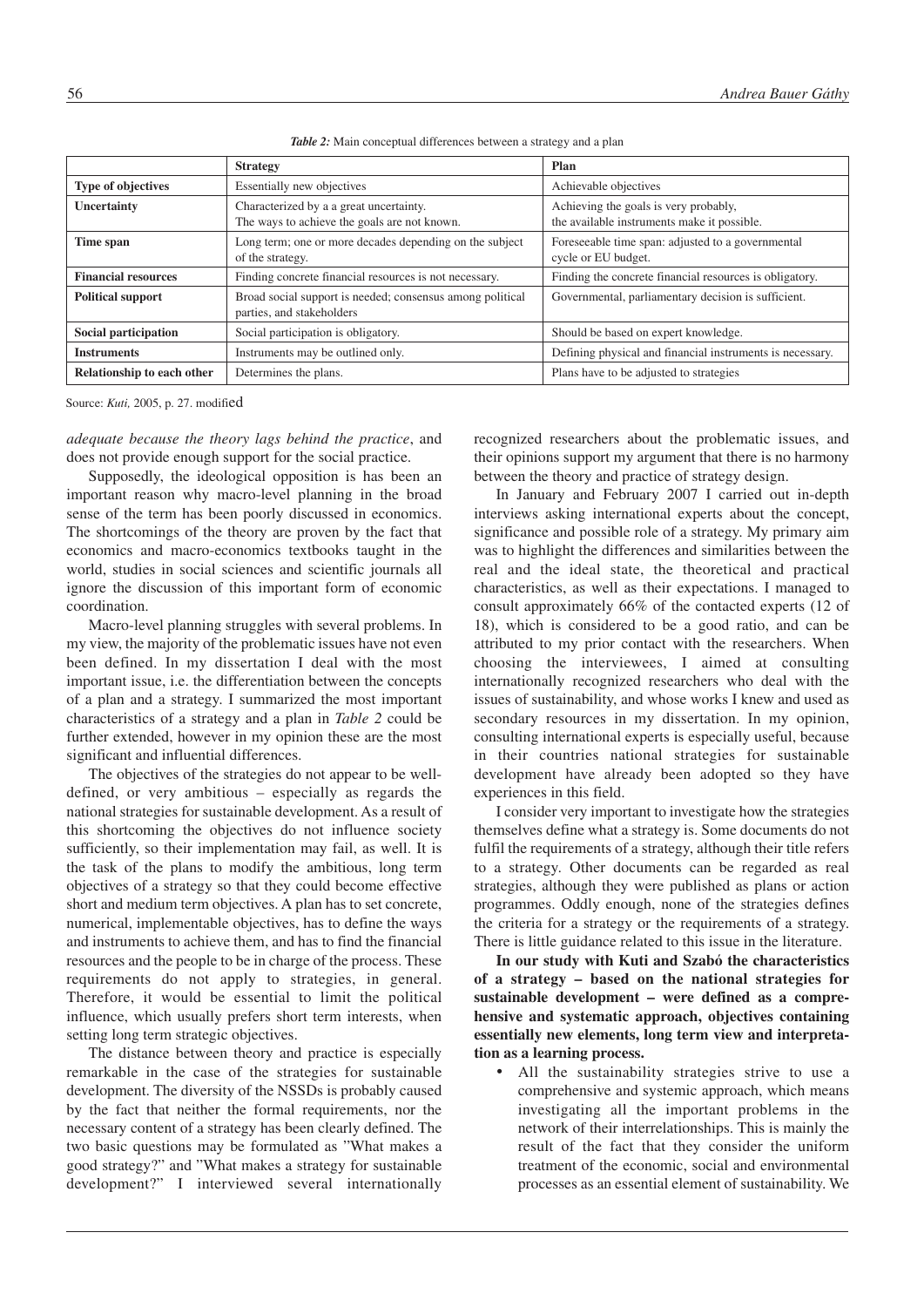*Table 2:* Main conceptual differences between a strategy and a plan

| | Strategy | Plan |
|---|---|---|
| **Type of objectives** | Essentially new objectives | Achievable objectives |
| **Uncertainty** | Characterized by a a great uncertainty. The ways to achieve the goals are not known. | Achieving the goals is very probably, the available instruments make it possible. |
| **Time span** | Long term; one or more decades depending on the subject of the strategy. | Foreseeable time span: adjusted to a governmental cycle or EU budget. |
| **Financial resources** | Finding concrete financial resources is not necessary. | Finding the concrete financial resources is obligatory. |
| **Political support** | Broad social support is needed; consensus among political parties, and stakeholders | Governmental, parliamentary decision is sufficient. |
| **Social participation** | Social participation is obligatory. | Should be based on expert knowledge. |
| **Instruments** | Instruments may be outlined only. | Defining physical and financial instruments is necessary. |
| **Relationship to each other** | Determines the plans. | Plans have to be adjusted to strategies |

Source: *Kuti,* 2005, p. 27. modified

*adequate because the theory lags behind the practice*, and does not provide enough support for the social practice.

Supposedly, the ideological opposition is has been an important reason why macro-level planning in the broad sense of the term has been poorly discussed in economics. The shortcomings of the theory are proven by the fact that economics and macro-economics textbooks taught in the world, studies in social sciences and scientific journals all ignore the discussion of this important form of economic coordination.

Macro-level planning struggles with several problems. In my view, the majority of the problematic issues have not even been defined. In my dissertation I deal with the most important issue, i.e. the differentiation between the concepts of a plan and a strategy. I summarized the most important characteristics of a strategy and a plan in *Table 2* could be further extended, however in my opinion these are the most significant and influential differences.

The objectives of the strategies do not appear to be well-defined, or very ambitious – especially as regards the national strategies for sustainable development. As a result of this shortcoming the objectives do not influence society sufficiently, so their implementation may fail, as well. It is the task of the plans to modify the ambitious, long term objectives of a strategy so that they could become effective short and medium term objectives. A plan has to set concrete, numerical, implementable objectives, has to define the ways and instruments to achieve them, and has to find the financial resources and the people to be in charge of the process. These requirements do not apply to strategies, in general. Therefore, it would be essential to limit the political influence, which usually prefers short term interests, when setting long term strategic objectives.

The distance between theory and practice is especially remarkable in the case of the strategies for sustainable development. The diversity of the NSSDs is probably caused by the fact that neither the formal requirements, nor the necessary content of a strategy has been clearly defined. The two basic questions may be formulated as "What makes a good strategy?" and "What makes a strategy for sustainable development?" I interviewed several internationally recognized researchers about the problematic issues, and their opinions support my argument that there is no harmony between the theory and practice of strategy design.

In January and February 2007 I carried out in-depth interviews asking international experts about the concept, significance and possible role of a strategy. My primary aim was to highlight the differences and similarities between the real and the ideal state, the theoretical and practical characteristics, as well as their expectations. I managed to consult approximately 66% of the contacted experts (12 of 18), which is considered to be a good ratio, and can be attributed to my prior contact with the researchers. When choosing the interviewees, I aimed at consulting internationally recognized researchers who deal with the issues of sustainability, and whose works I knew and used as secondary resources in my dissertation. In my opinion, consulting international experts is especially useful, because in their countries national strategies for sustainable development have already been adopted so they have experiences in this field.

I consider very important to investigate how the strategies themselves define what a strategy is. Some documents do not fulfil the requirements of a strategy, although their title refers to a strategy. Other documents can be regarded as real strategies, although they were published as plans or action programmes. Oddly enough, none of the strategies defines the criteria for a strategy or the requirements of a strategy. There is little guidance related to this issue in the literature.

**In our study with Kuti and Szabó the characteristics of a strategy – based on the national strategies for sustainable development – were defined as a comprehensive and systematic approach, objectives containing essentially new elements, long term view and interpretation as a learning process.**

- All the sustainability strategies strive to use a comprehensive and systemic approach, which means investigating all the important problems in the network of their interrelationships. This is mainly the result of the fact that they consider the uniform treatment of the economic, social and environmental processes as an essential element of sustainability. We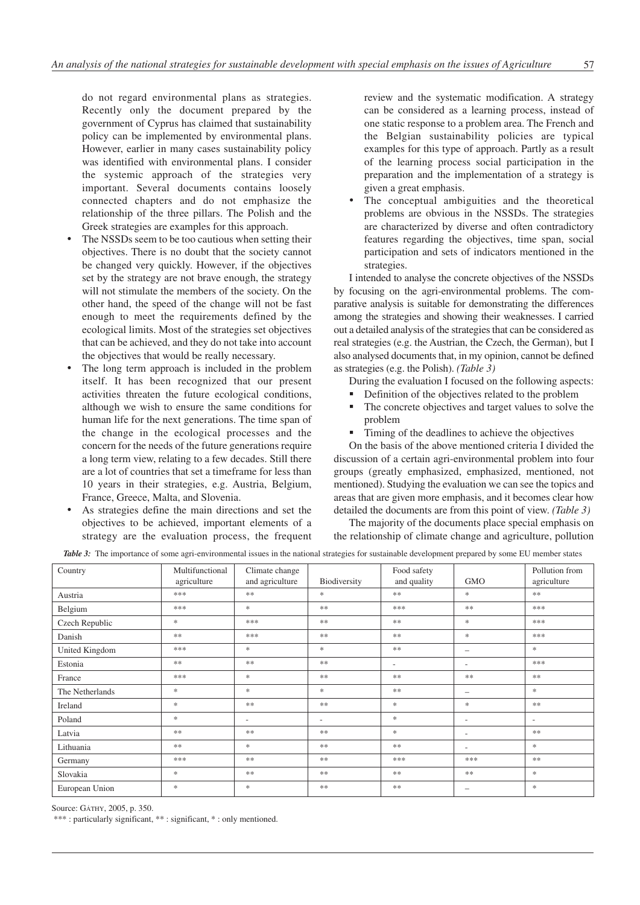do not regard environmental plans as strategies. Recently only the document prepared by the government of Cyprus has claimed that sustainability policy can be implemented by environmental plans. However, earlier in many cases sustainability policy was identified with environmental plans. I consider the systemic approach of the strategies very important. Several documents contains loosely connected chapters and do not emphasize the relationship of the three pillars. The Polish and the Greek strategies are examples for this approach.

- The NSSDs seem to be too cautious when setting their objectives. There is no doubt that the society cannot be changed very quickly. However, if the objectives set by the strategy are not brave enough, the strategy will not stimulate the members of the society. On the other hand, the speed of the change will not be fast enough to meet the requirements defined by the ecological limits. Most of the strategies set objectives that can be achieved, and they do not take into account the objectives that would be really necessary.
- The long term approach is included in the problem itself. It has been recognized that our present activities threaten the future ecological conditions, although we wish to ensure the same conditions for human life for the next generations. The time span of the change in the ecological processes and the concern for the needs of the future generations require a long term view, relating to a few decades. Still there are a lot of countries that set a timeframe for less than 10 years in their strategies, e.g. Austria, Belgium, France, Greece, Malta, and Slovenia.
- As strategies define the main directions and set the objectives to be achieved, important elements of a strategy are the evaluation process, the frequent review and the systematic modification. A strategy can be considered as a learning process, instead of one static response to a problem area. The French and the Belgian sustainability policies are typical examples for this type of approach. Partly as a result of the learning process social participation in the preparation and the implementation of a strategy is given a great emphasis.
- The conceptual ambiguities and the theoretical problems are obvious in the NSSDs. The strategies are characterized by diverse and often contradictory features regarding the objectives, time span, social participation and sets of indicators mentioned in the strategies.

I intended to analyse the concrete objectives of the NSSDs by focusing on the agri-environmental problems. The comparative analysis is suitable for demonstrating the differences among the strategies and showing their weaknesses. I carried out a detailed analysis of the strategies that can be considered as real strategies (e.g. the Austrian, the Czech, the German), but I also analysed documents that, in my opinion, cannot be defined as strategies (e.g. the Polish). *(Table 3)*

During the evaluation I focused on the following aspects:

- Definition of the objectives related to the problem
- The concrete objectives and target values to solve the problem
- Timing of the deadlines to achieve the objectives

On the basis of the above mentioned criteria I divided the discussion of a certain agri-environmental problem into four groups (greatly emphasized, emphasized, mentioned, not mentioned). Studying the evaluation we can see the topics and areas that are given more emphasis, and it becomes clear how detailed the documents are from this point of view. *(Table 3)*

The majority of the documents place special emphasis on the relationship of climate change and agriculture, pollution

***Table 3:*** The importance of some agri-environmental issues in the national strategies for sustainable development prepared by some EU member states

| Country | Multifunctional agriculture | Climate change and agriculture | Biodiversity | Food safety and quality | GMO | Pollution from agriculture |
|---|---|---|---|---|---|---|
| Austria | *** | ** | * | ** | * | ** |
| Belgium | *** | * | ** | *** | ** | *** |
| Czech Republic | * | *** | ** | ** | * | *** |
| Danish | ** | *** | ** | ** | * | *** |
| United Kingdom | *** | * | * | ** | – | * |
| Estonia | ** | ** | ** | - | - | *** |
| France | *** | * | ** | ** | ** | ** |
| The Netherlands | * | * | * | ** | – | * |
| Ireland | * | ** | ** | * | * | ** |
| Poland | * | - | - | * | - | - |
| Latvia | ** | ** | ** | * | - | ** |
| Lithuania | ** | * | ** | ** | - | * |
| Germany | *** | ** | ** | *** | *** | ** |
| Slovakia | * | ** | ** | ** | ** | * |
| European Union | * | * | ** | ** | – | * |

Source: Gáthy, 2005, p. 350.

*** : particularly significant, ** : significant, * : only mentioned.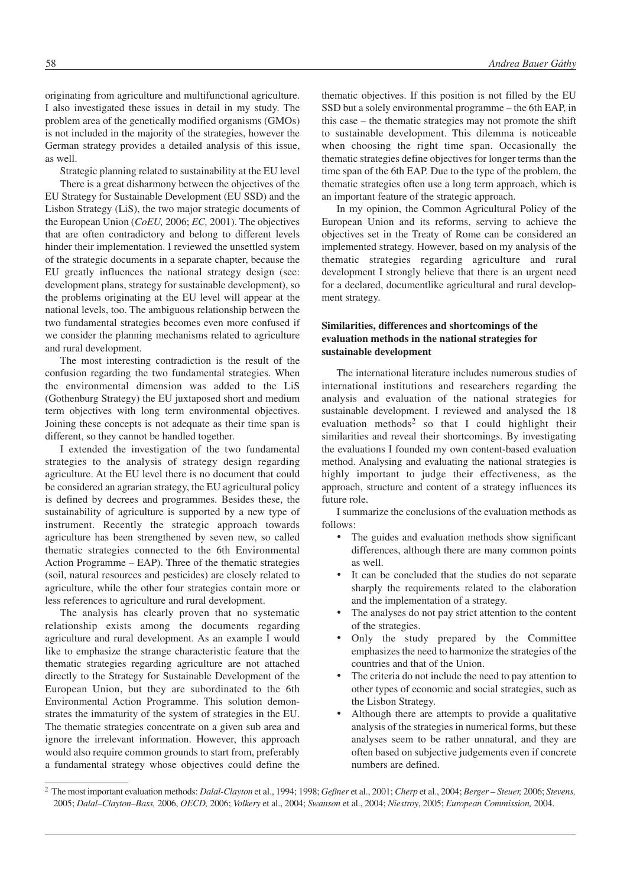originating from agriculture and multifunctional agriculture. I also investigated these issues in detail in my study. The problem area of the genetically modified organisms (GMOs) is not included in the majority of the strategies, however the German strategy provides a detailed analysis of this issue, as well.

Strategic planning related to sustainability at the EU level

There is a great disharmony between the objectives of the EU Strategy for Sustainable Development (EU SSD) and the Lisbon Strategy (LiS), the two major strategic documents of the European Union (*CoEU,* 2006; *EC,* 2001). The objectives that are often contradictory and belong to different levels hinder their implementation. I reviewed the unsettled system of the strategic documents in a separate chapter, because the EU greatly influences the national strategy design (see: development plans, strategy for sustainable development), so the problems originating at the EU level will appear at the national levels, too. The ambiguous relationship between the two fundamental strategies becomes even more confused if we consider the planning mechanisms related to agriculture and rural development.

The most interesting contradiction is the result of the confusion regarding the two fundamental strategies. When the environmental dimension was added to the LiS (Gothenburg Strategy) the EU juxtaposed short and medium term objectives with long term environmental objectives. Joining these concepts is not adequate as their time span is different, so they cannot be handled together.

I extended the investigation of the two fundamental strategies to the analysis of strategy design regarding agriculture. At the EU level there is no document that could be considered an agrarian strategy, the EU agricultural policy is defined by decrees and programmes. Besides these, the sustainability of agriculture is supported by a new type of instrument. Recently the strategic approach towards agriculture has been strengthened by seven new, so called thematic strategies connected to the 6th Environmental Action Programme – EAP). Three of the thematic strategies (soil, natural resources and pesticides) are closely related to agriculture, while the other four strategies contain more or less references to agriculture and rural development.

The analysis has clearly proven that no systematic relationship exists among the documents regarding agriculture and rural development. As an example I would like to emphasize the strange characteristic feature that the thematic strategies regarding agriculture are not attached directly to the Strategy for Sustainable Development of the European Union, but they are subordinated to the 6th Environmental Action Programme. This solution demonstrates the immaturity of the system of strategies in the EU. The thematic strategies concentrate on a given sub area and ignore the irrelevant information. However, this approach would also require common grounds to start from, preferably a fundamental strategy whose objectives could define the thematic objectives. If this position is not filled by the EU SSD but a solely environmental programme – the 6th EAP, in this case – the thematic strategies may not promote the shift to sustainable development. This dilemma is noticeable when choosing the right time span. Occasionally the thematic strategies define objectives for longer terms than the time span of the 6th EAP. Due to the type of the problem, the thematic strategies often use a long term approach, which is an important feature of the strategic approach.

In my opinion, the Common Agricultural Policy of the European Union and its reforms, serving to achieve the objectives set in the Treaty of Rome can be considered an implemented strategy. However, based on my analysis of the thematic strategies regarding agriculture and rural development I strongly believe that there is an urgent need for a declared, documentlike agricultural and rural development strategy.

### Similarities, differences and shortcomings of the evaluation methods in the national strategies for sustainable development

The international literature includes numerous studies of international institutions and researchers regarding the analysis and evaluation of the national strategies for sustainable development. I reviewed and analysed the 18 evaluation methods[2] so that I could highlight their similarities and reveal their shortcomings. By investigating the evaluations I founded my own content-based evaluation method. Analysing and evaluating the national strategies is highly important to judge their effectiveness, as the approach, structure and content of a strategy influences its future role.

I summarize the conclusions of the evaluation methods as follows:

- The guides and evaluation methods show significant differences, although there are many common points as well.
- It can be concluded that the studies do not separate sharply the requirements related to the elaboration and the implementation of a strategy.
- The analyses do not pay strict attention to the content of the strategies.
- Only the study prepared by the Committee emphasizes the need to harmonize the strategies of the countries and that of the Union.
- The criteria do not include the need to pay attention to other types of economic and social strategies, such as the Lisbon Strategy.
- Although there are attempts to provide a qualitative analysis of the strategies in numerical forms, but these analyses seem to be rather unnatural, and they are often based on subjective judgements even if concrete numbers are defined.

[2] The most important evaluation methods: *Dalal-Clayton* et al., 1994; 1998; *Geßner* et al., 2001; *Cherp* et al., 2004; *Berger – Steuer,* 2006; *Stevens,* 2005; *Dalal–Clayton–Bass,* 2006, *OECD,* 2006; *Volkery* et al., 2004; *Swanson* et al., 2004; *Niestroy*, 2005; *European Commission,* 2004.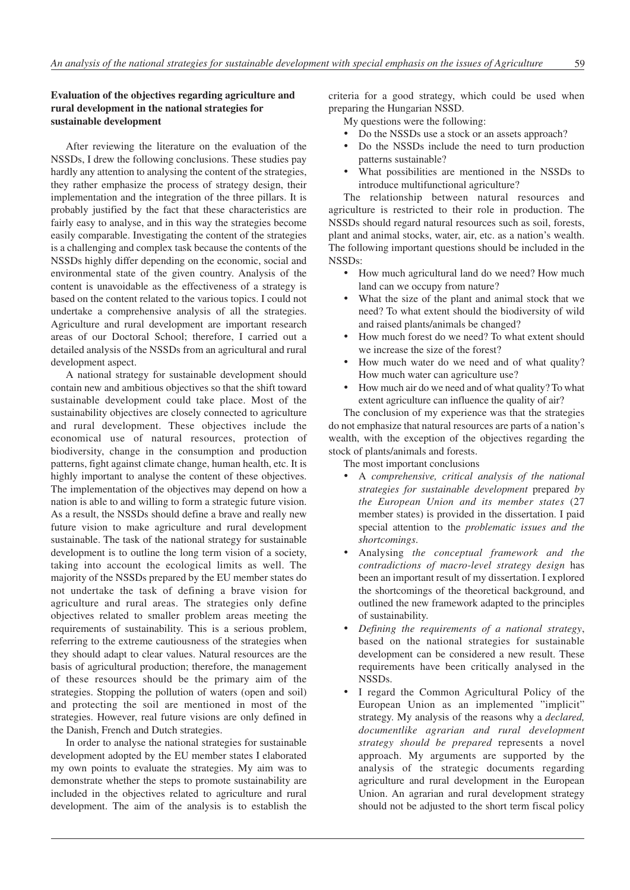### Evaluation of the objectives regarding agriculture and rural development in the national strategies for sustainable development

After reviewing the literature on the evaluation of the NSSDs, I drew the following conclusions. These studies pay hardly any attention to analysing the content of the strategies, they rather emphasize the process of strategy design, their implementation and the integration of the three pillars. It is probably justified by the fact that these characteristics are fairly easy to analyse, and in this way the strategies become easily comparable. Investigating the content of the strategies is a challenging and complex task because the contents of the NSSDs highly differ depending on the economic, social and environmental state of the given country. Analysis of the content is unavoidable as the effectiveness of a strategy is based on the content related to the various topics. I could not undertake a comprehensive analysis of all the strategies. Agriculture and rural development are important research areas of our Doctoral School; therefore, I carried out a detailed analysis of the NSSDs from an agricultural and rural development aspect.

A national strategy for sustainable development should contain new and ambitious objectives so that the shift toward sustainable development could take place. Most of the sustainability objectives are closely connected to agriculture and rural development. These objectives include the economical use of natural resources, protection of biodiversity, change in the consumption and production patterns, fight against climate change, human health, etc. It is highly important to analyse the content of these objectives. The implementation of the objectives may depend on how a nation is able to and willing to form a strategic future vision. As a result, the NSSDs should define a brave and really new future vision to make agriculture and rural development sustainable. The task of the national strategy for sustainable development is to outline the long term vision of a society, taking into account the ecological limits as well. The majority of the NSSDs prepared by the EU member states do not undertake the task of defining a brave vision for agriculture and rural areas. The strategies only define objectives related to smaller problem areas meeting the requirements of sustainability. This is a serious problem, referring to the extreme cautiousness of the strategies when they should adapt to clear values. Natural resources are the basis of agricultural production; therefore, the management of these resources should be the primary aim of the strategies. Stopping the pollution of waters (open and soil) and protecting the soil are mentioned in most of the strategies. However, real future visions are only defined in the Danish, French and Dutch strategies.

In order to analyse the national strategies for sustainable development adopted by the EU member states I elaborated my own points to evaluate the strategies. My aim was to demonstrate whether the steps to promote sustainability are included in the objectives related to agriculture and rural development. The aim of the analysis is to establish the criteria for a good strategy, which could be used when preparing the Hungarian NSSD.

My questions were the following:

- Do the NSSDs use a stock or an assets approach?
- Do the NSSDs include the need to turn production patterns sustainable?
- What possibilities are mentioned in the NSSDs to introduce multifunctional agriculture?

The relationship between natural resources and agriculture is restricted to their role in production. The NSSDs should regard natural resources such as soil, forests, plant and animal stocks, water, air, etc. as a nation's wealth. The following important questions should be included in the NSSDs:

- How much agricultural land do we need? How much land can we occupy from nature?
- What the size of the plant and animal stock that we need? To what extent should the biodiversity of wild and raised plants/animals be changed?
- How much forest do we need? To what extent should we increase the size of the forest?
- How much water do we need and of what quality? How much water can agriculture use?
- How much air do we need and of what quality? To what extent agriculture can influence the quality of air?

The conclusion of my experience was that the strategies do not emphasize that natural resources are parts of a nation's wealth, with the exception of the objectives regarding the stock of plants/animals and forests.

The most important conclusions

- A *comprehensive, critical analysis of the national strategies for sustainable development* prepared *by the European Union and its member states* (27 member states) is provided in the dissertation. I paid special attention to the *problematic issues and the shortcomings*.
- Analysing *the conceptual framework and the contradictions of macro-level strategy design* has been an important result of my dissertation. I explored the shortcomings of the theoretical background, and outlined the new framework adapted to the principles of sustainability.
- *Defining the requirements of a national strategy*, based on the national strategies for sustainable development can be considered a new result. These requirements have been critically analysed in the NSSDs.
- I regard the Common Agricultural Policy of the European Union as an implemented "implicit" strategy. My analysis of the reasons why a *declared, documentlike agrarian and rural development strategy should be prepared* represents a novel approach. My arguments are supported by the analysis of the strategic documents regarding agriculture and rural development in the European Union. An agrarian and rural development strategy should not be adjusted to the short term fiscal policy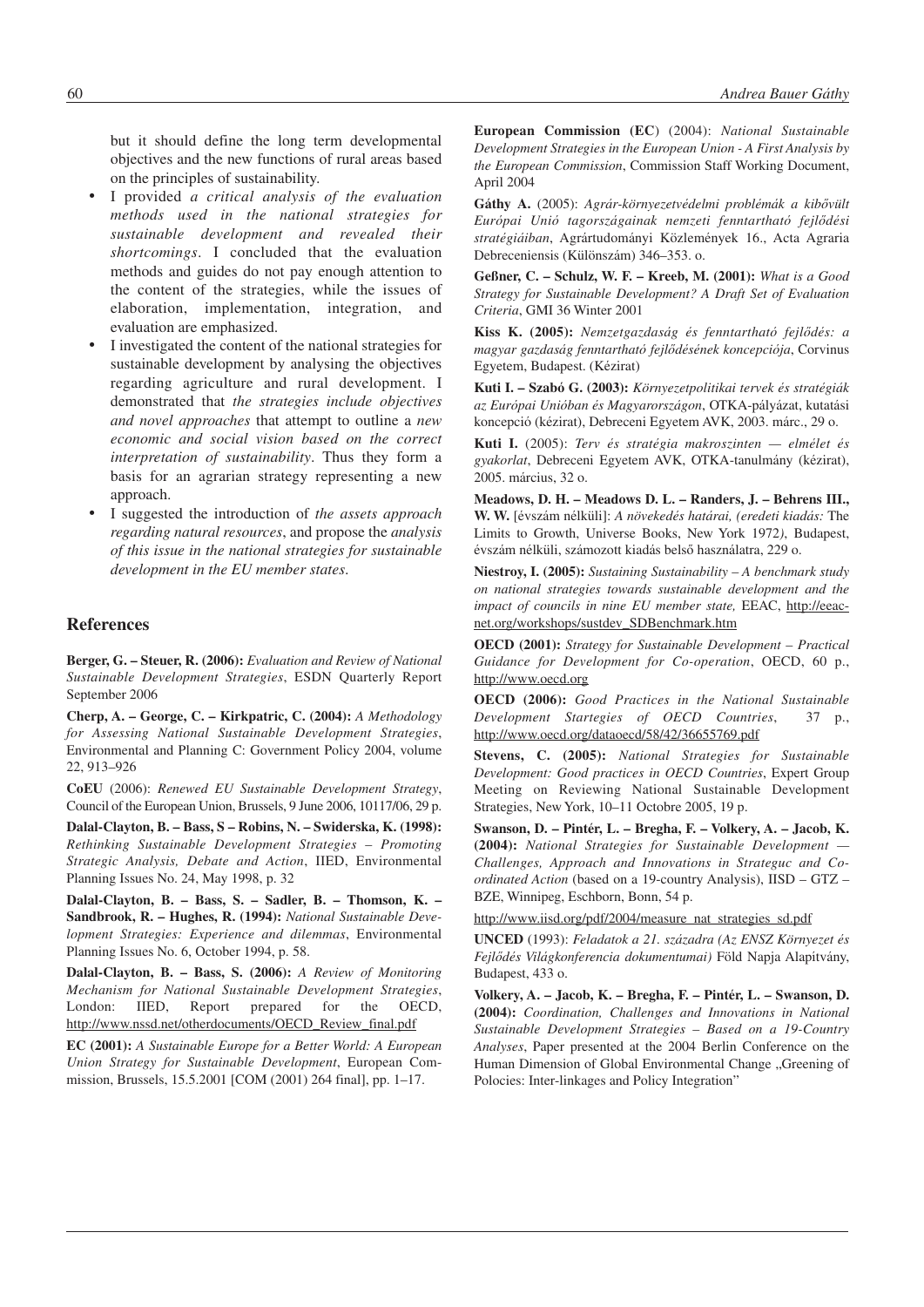but it should define the long term developmental objectives and the new functions of rural areas based on the principles of sustainability.

- I provided *a critical analysis of the evaluation methods used in the national strategies for sustainable development and revealed their shortcomings*. I concluded that the evaluation methods and guides do not pay enough attention to the content of the strategies, while the issues of elaboration, implementation, integration, and evaluation are emphasized.
- I investigated the content of the national strategies for sustainable development by analysing the objectives regarding agriculture and rural development. I demonstrated that *the strategies include objectives and novel approaches* that attempt to outline a *new economic and social vision based on the correct interpretation of sustainability*. Thus they form a basis for an agrarian strategy representing a new approach.
- I suggested the introduction of *the assets approach regarding natural resources*, and propose the *analysis of this issue in the national strategies for sustainable development in the EU member states*.

## References

**Berger, G. – Steuer, R. (2006):** *Evaluation and Review of National Sustainable Development Strategies*, ESDN Quarterly Report September 2006

**Cherp, A. – George, C. – Kirkpatric, C. (2004):** *A Methodology for Assessing National Sustainable Development Strategies*, Environmental and Planning C: Government Policy 2004, volume 22, 913–926

**CoEU** (2006): *Renewed EU Sustainable Development Strategy*, Council of the European Union, Brussels, 9 June 2006, 10117/06, 29 p.

**Dalal-Clayton, B. – Bass, S – Robins, N. – Swiderska, K. (1998):** *Rethinking Sustainable Development Strategies – Promoting Strategic Analysis, Debate and Action*, IIED, Environmental Planning Issues No. 24, May 1998, p. 32

**Dalal-Clayton, B. – Bass, S. – Sadler, B. – Thomson, K. – Sandbrook, R. – Hughes, R. (1994):** *National Sustainable Development Strategies: Experience and dilemmas*, Environmental Planning Issues No. 6, October 1994, p. 58.

**Dalal-Clayton, B. – Bass, S. (2006):** *A Review of Monitoring Mechanism for National Sustainable Development Strategies*, London: IIED, Report prepared for the OECD, http://www.nssd.net/otherdocuments/OECD_Review_final.pdf

**EC (2001):** *A Sustainable Europe for a Better World: A European Union Strategy for Sustainable Development*, European Commission, Brussels, 15.5.2001 [COM (2001) 264 final], pp. 1–17.

**European Commission (EC**) (2004): *National Sustainable Development Strategies in the European Union - A First Analysis by the European Commission*, Commission Staff Working Document, April 2004

**Gáthy A.** (2005): *Agrár-környezetvédelmi problémák a kibővült Európai Unió tagországainak nemzeti fenntartható fejlődési stratégiáiban*, Agrártudományi Közlemények 16., Acta Agraria Debreceniensis (Különszám) 346–353. o.

**Geßner, C. – Schulz, W. F. – Kreeb, M. (2001):** *What is a Good Strategy for Sustainable Development? A Draft Set of Evaluation Criteria*, GMI 36 Winter 2001

**Kiss K. (2005):** *Nemzetgazdaság és fenntartható fejlődés: a magyar gazdaság fenntartható fejlődésének koncepciója*, Corvinus Egyetem, Budapest. (Kézirat)

**Kuti I. – Szabó G. (2003):** *Környezetpolitikai tervek és stratégiák az Európai Unióban és Magyarországon*, OTKA-pályázat, kutatási koncepció (kézirat), Debreceni Egyetem AVK, 2003. márc., 29 o.

**Kuti I.** (2005): *Terv és stratégia makroszinten — elmélet és gyakorlat*, Debreceni Egyetem AVK, OTKA-tanulmány (kézirat), 2005. március, 32 o.

**Meadows, D. H. – Meadows D. L. – Randers, J. – Behrens III., W. W.** [évszám nélküli]: *A növekedés határai, (eredeti kiadás:* The Limits to Growth, Universe Books, New York 1972*)*, Budapest, évszám nélküli, számozott kiadás belső használatra, 229 o.

**Niestroy, I. (2005):** *Sustaining Sustainability – A benchmark study on national strategies towards sustainable development and the impact of councils in nine EU member state,* EEAC, http://eeac-net.org/workshops/sustdev_SDBenchmark.htm

**OECD (2001):** *Strategy for Sustainable Development – Practical Guidance for Development for Co-operation*, OECD, 60 p., http://www.oecd.org

**OECD (2006):** *Good Practices in the National Sustainable Development Startegies of OECD Countries*, 37 p., http://www.oecd.org/dataoecd/58/42/36655769.pdf

**Stevens, C. (2005):** *National Strategies for Sustainable Development: Good practices in OECD Countries*, Expert Group Meeting on Reviewing National Sustainable Development Strategies, New York, 10–11 Octobre 2005, 19 p.

**Swanson, D. – Pintér, L. – Bregha, F. – Volkery, A. – Jacob, K. (2004):** *National Strategies for Sustainable Development — Challenges, Approach and Innovations in Strateguc and Co-ordinated Action* (based on a 19-country Analysis), IISD – GTZ – BZE, Winnipeg, Eschborn, Bonn, 54 p.

http://www.iisd.org/pdf/2004/measure_nat_strategies_sd.pdf

**UNCED** (1993): *Feladatok a 21. századra (Az ENSZ Környezet és Fejlődés Világkonferencia dokumentumai)* Föld Napja Alapítvány, Budapest, 433 o.

**Volkery, A. – Jacob, K. – Bregha, F. – Pintér, L. – Swanson, D. (2004):** *Coordination, Challenges and Innovations in National Sustainable Development Strategies – Based on a 19-Country Analyses*, Paper presented at the 2004 Berlin Conference on the Human Dimension of Global Environmental Change „Greening of Polocies: Inter-linkages and Policy Integration"